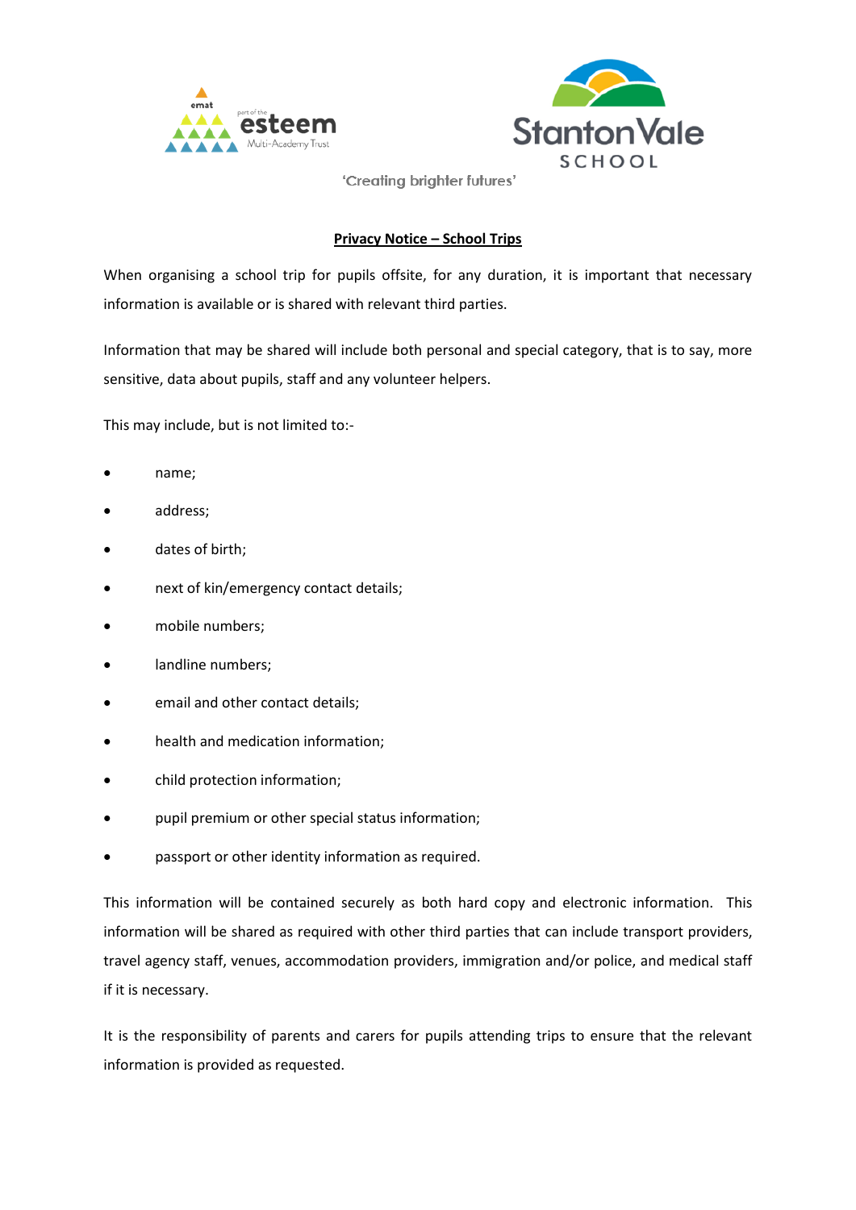'Creating brighter futures'

**Privacy Notice – School Trips**

When organising a school trip for pupils offsite, for any duration, it is important that necessary information is available or is shared with relevant third parties.

Information that may be shared will include both personal and special category, that is to say, more sensitive, data about pupils, staff and any volunteer helpers.

This may include, but is not limited to:-

- name;
- address;
- dates of birth;
- next of kin/emergency contact details;
- mobile numbers;
- landline numbers;
- email and other contact details;
- health and medication information;
- child protection information;
- pupil premium or other special status information;
- passport or other identity information as required.

This information will be contained securely as both hard copy and electronic information. This information will be shared as required with other third parties that can include transport providers, travel agency staff, venues, accommodation providers, immigration and/or police, and medical staff if it is necessary.

It is the responsibility of parents and carers for pupils attending trips to ensure that the relevant information is provided as requested.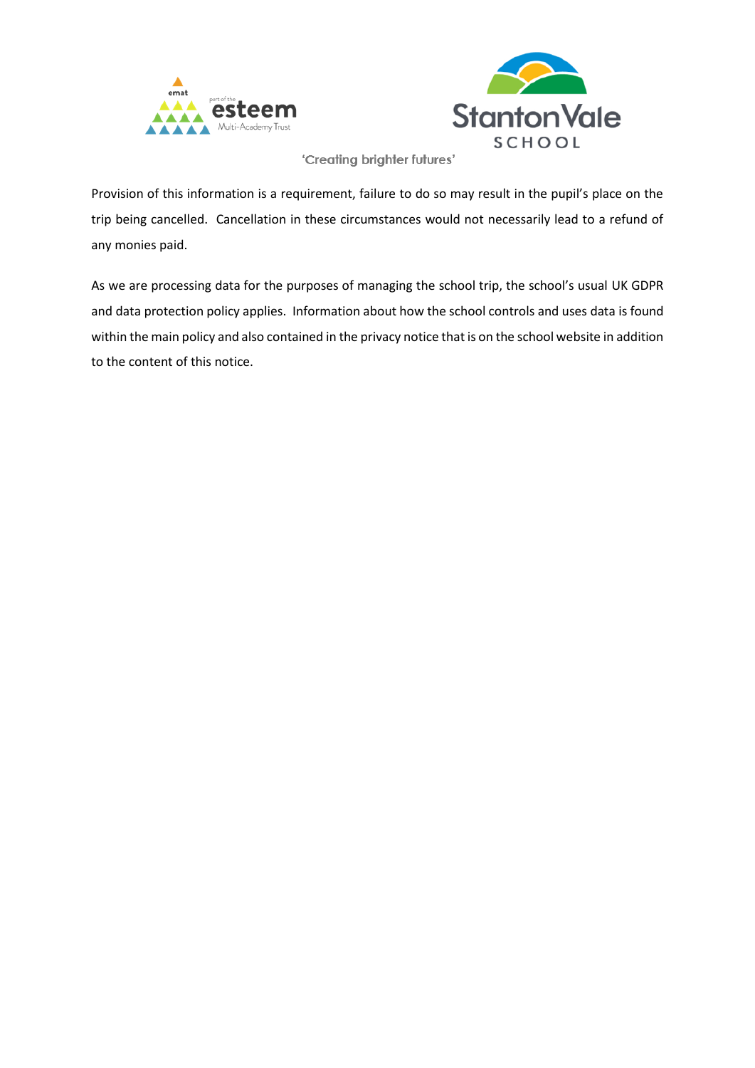Provision of this information is a requirement, failure to do so may result in the pupil's place on the trip being cancelled. Cancellation in these circumstances would not necessarily lead to a refund of any monies paid.

As we are processing data for the purposes of managing the school trip, the school's usual UK GDPR and data protection policy applies. Information about how the school controls and uses data is found within the main policy and also contained in the privacy notice that is on the school website in addition to the content of this notice.